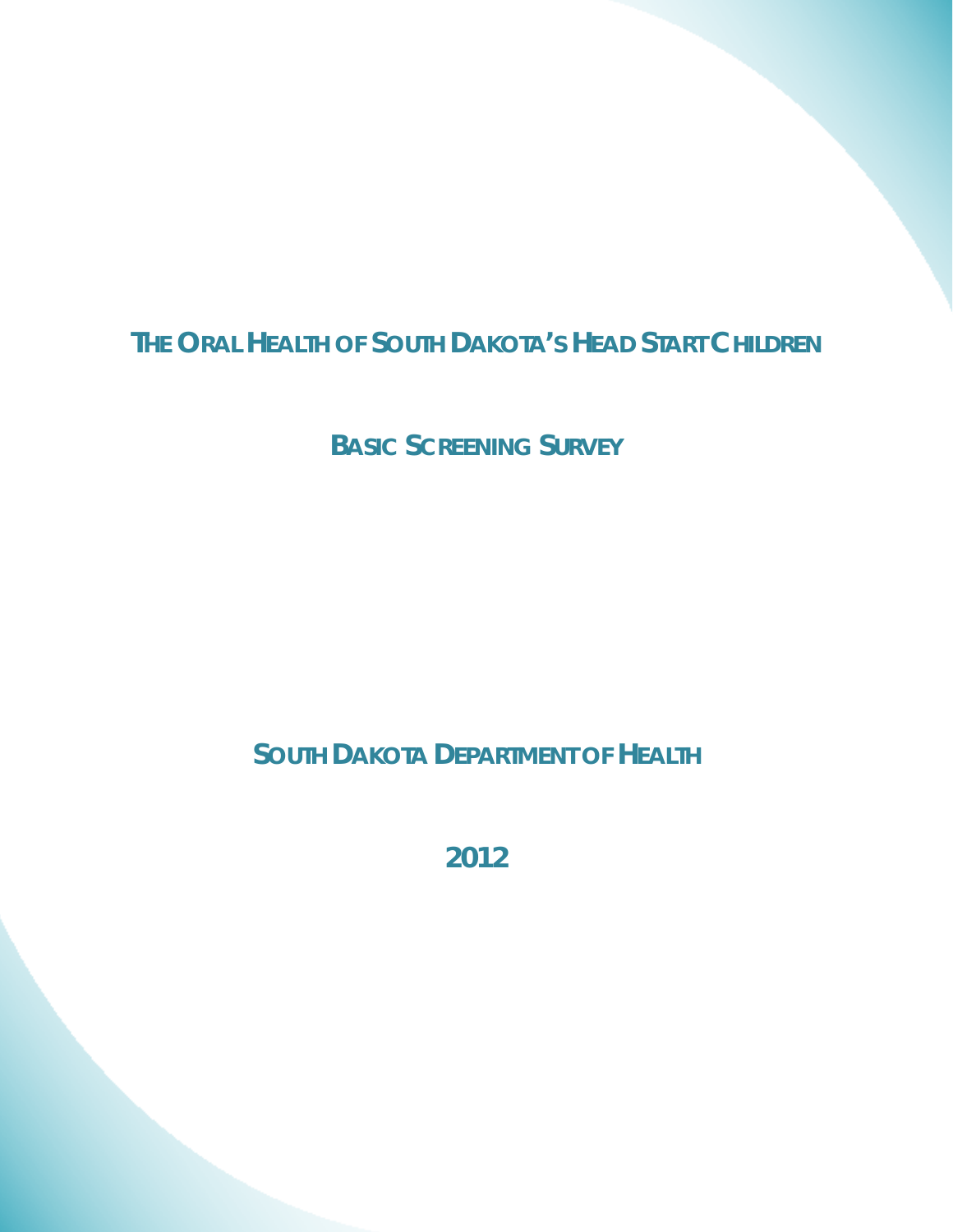# THE ORAL HEALTH OF SOUTH DAKOTA'S HEAD START CHILDREN

## BASIC SCREENING SURVEY

## SOUTH DAKOTA DEPARTMENT OF HEALTH

## 2012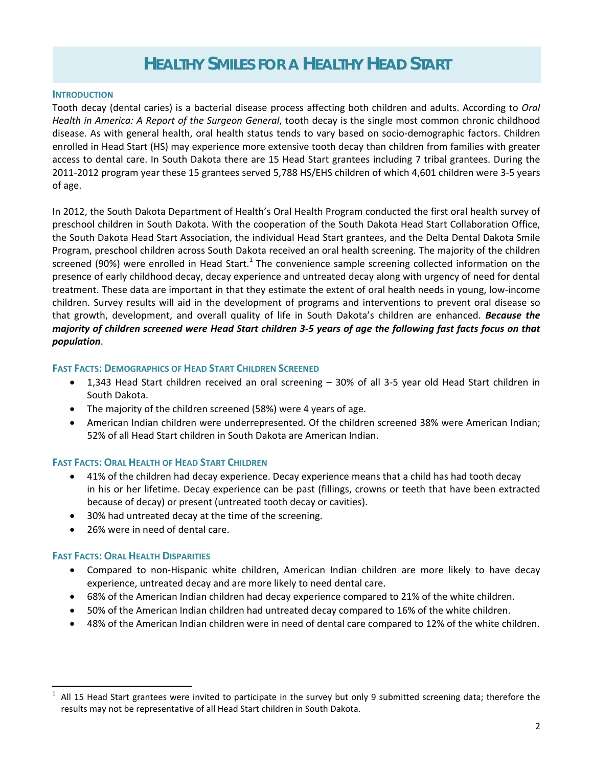# Healthy Smiles for a Healthy Head Start

## Introduction

Tooth decay (dental caries) is a bacterial disease process affecting both children and adults. According to *Oral Health in America: A Report of the Surgeon General*, tooth decay is the single most common chronic childhood disease. As with general health, oral health status tends to vary based on socio-demographic factors. Children enrolled in Head Start (HS) may experience more extensive tooth decay than children from families with greater access to dental care. In South Dakota there are 15 Head Start grantees including 7 tribal grantees. During the 2011-2012 program year these 15 grantees served 5,788 HS/EHS children of which 4,601 children were 3-5 years of age.

In 2012, the South Dakota Department of Health's Oral Health Program conducted the first oral health survey of preschool children in South Dakota. With the cooperation of the South Dakota Head Start Collaboration Office, the South Dakota Head Start Association, the individual Head Start grantees, and the Delta Dental Dakota Smile Program, preschool children across South Dakota received an oral health screening. The majority of the children screened (90%) were enrolled in Head Start.[1] The convenience sample screening collected information on the presence of early childhood decay, decay experience and untreated decay along with urgency of need for dental treatment. These data are important in that they estimate the extent of oral health needs in young, low-income children. Survey results will aid in the development of programs and interventions to prevent oral disease so that growth, development, and overall quality of life in South Dakota's children are enhanced. ***Because the majority of children screened were Head Start children 3-5 years of age the following fast facts focus on that population***.

## Fast Facts: Demographics of Head Start Children Screened

- 1,343 Head Start children received an oral screening – 30% of all 3-5 year old Head Start children in South Dakota.
- The majority of the children screened (58%) were 4 years of age.
- American Indian children were underrepresented. Of the children screened 38% were American Indian; 52% of all Head Start children in South Dakota are American Indian.

## Fast Facts: Oral Health of Head Start Children

- 41% of the children had decay experience. Decay experience means that a child has had tooth decay in his or her lifetime. Decay experience can be past (fillings, crowns or teeth that have been extracted because of decay) or present (untreated tooth decay or cavities).
- 30% had untreated decay at the time of the screening.
- 26% were in need of dental care.

## Fast Facts: Oral Health Disparities

- Compared to non-Hispanic white children, American Indian children are more likely to have decay experience, untreated decay and are more likely to need dental care.
- 68% of the American Indian children had decay experience compared to 21% of the white children.
- 50% of the American Indian children had untreated decay compared to 16% of the white children.
- 48% of the American Indian children were in need of dental care compared to 12% of the white children.

---

[1] All 15 Head Start grantees were invited to participate in the survey but only 9 submitted screening data; therefore the results may not be representative of all Head Start children in South Dakota.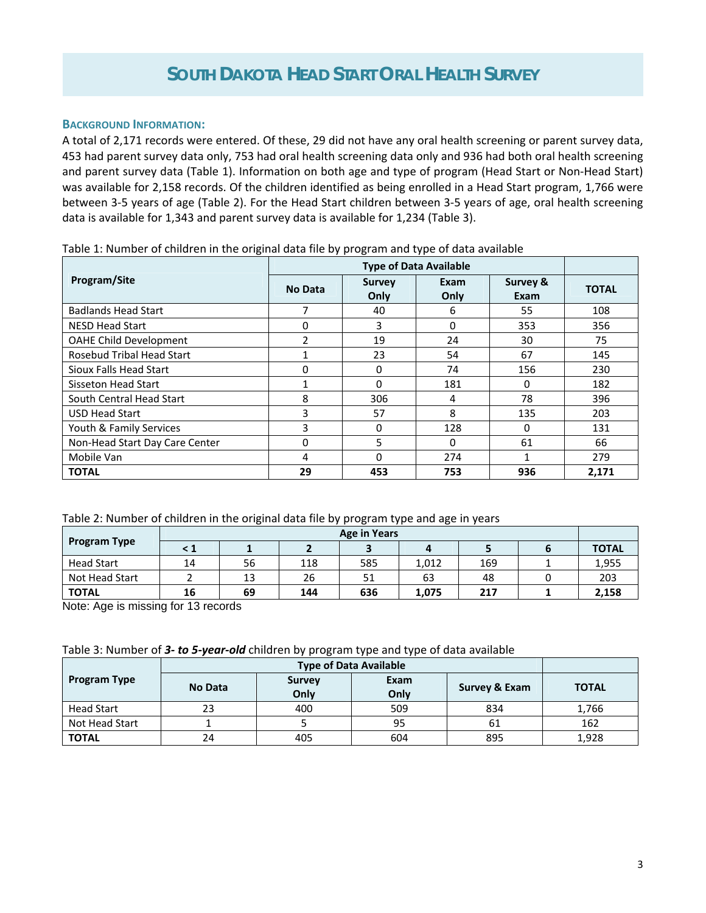# South Dakota Head Start Oral Health Survey

## Background Information:

A total of 2,171 records were entered. Of these, 29 did not have any oral health screening or parent survey data, 453 had parent survey data only, 753 had oral health screening data only and 936 had both oral health screening and parent survey data (Table 1). Information on both age and type of program (Head Start or Non-Head Start) was available for 2,158 records. Of the children identified as being enrolled in a Head Start program, 1,766 were between 3-5 years of age (Table 2). For the Head Start children between 3-5 years of age, oral health screening data is available for 1,343 and parent survey data is available for 1,234 (Table 3).

Table 1: Number of children in the original data file by program and type of data available

| Program/Site | Type of Data Available | | | | |
|---|---|---|---|---|---|
| | No Data | Survey Only | Exam Only | Survey & Exam | TOTAL |
| Badlands Head Start | 7 | 40 | 6 | 55 | 108 |
| NESD Head Start | 0 | 3 | 0 | 353 | 356 |
| OAHE Child Development | 2 | 19 | 24 | 30 | 75 |
| Rosebud Tribal Head Start | 1 | 23 | 54 | 67 | 145 |
| Sioux Falls Head Start | 0 | 0 | 74 | 156 | 230 |
| Sisseton Head Start | 1 | 0 | 181 | 0 | 182 |
| South Central Head Start | 8 | 306 | 4 | 78 | 396 |
| USD Head Start | 3 | 57 | 8 | 135 | 203 |
| Youth & Family Services | 3 | 0 | 128 | 0 | 131 |
| Non-Head Start Day Care Center | 0 | 5 | 0 | 61 | 66 |
| Mobile Van | 4 | 0 | 274 | 1 | 279 |
| **TOTAL** | **29** | **453** | **753** | **936** | **2,171** |

Table 2: Number of children in the original data file by program type and age in years

| Program Type | Age in Years | | | | | | | |
|---|---|---|---|---|---|---|---|---|
| | < 1 | 1 | 2 | 3 | 4 | 5 | 6 | TOTAL |
| Head Start | 14 | 56 | 118 | 585 | 1,012 | 169 | 1 | 1,955 |
| Not Head Start | 2 | 13 | 26 | 51 | 63 | 48 | 0 | 203 |
| **TOTAL** | **16** | **69** | **144** | **636** | **1,075** | **217** | **1** | **2,158** |

Note: Age is missing for 13 records

Table 3: Number of ***3- to 5-year-old*** children by program type and type of data available

| Program Type | Type of Data Available | | | | |
|---|---|---|---|---|---|
| | No Data | Survey Only | Exam Only | Survey & Exam | TOTAL |
| Head Start | 23 | 400 | 509 | 834 | 1,766 |
| Not Head Start | 1 | 5 | 95 | 61 | 162 |
| **TOTAL** | 24 | 405 | 604 | 895 | 1,928 |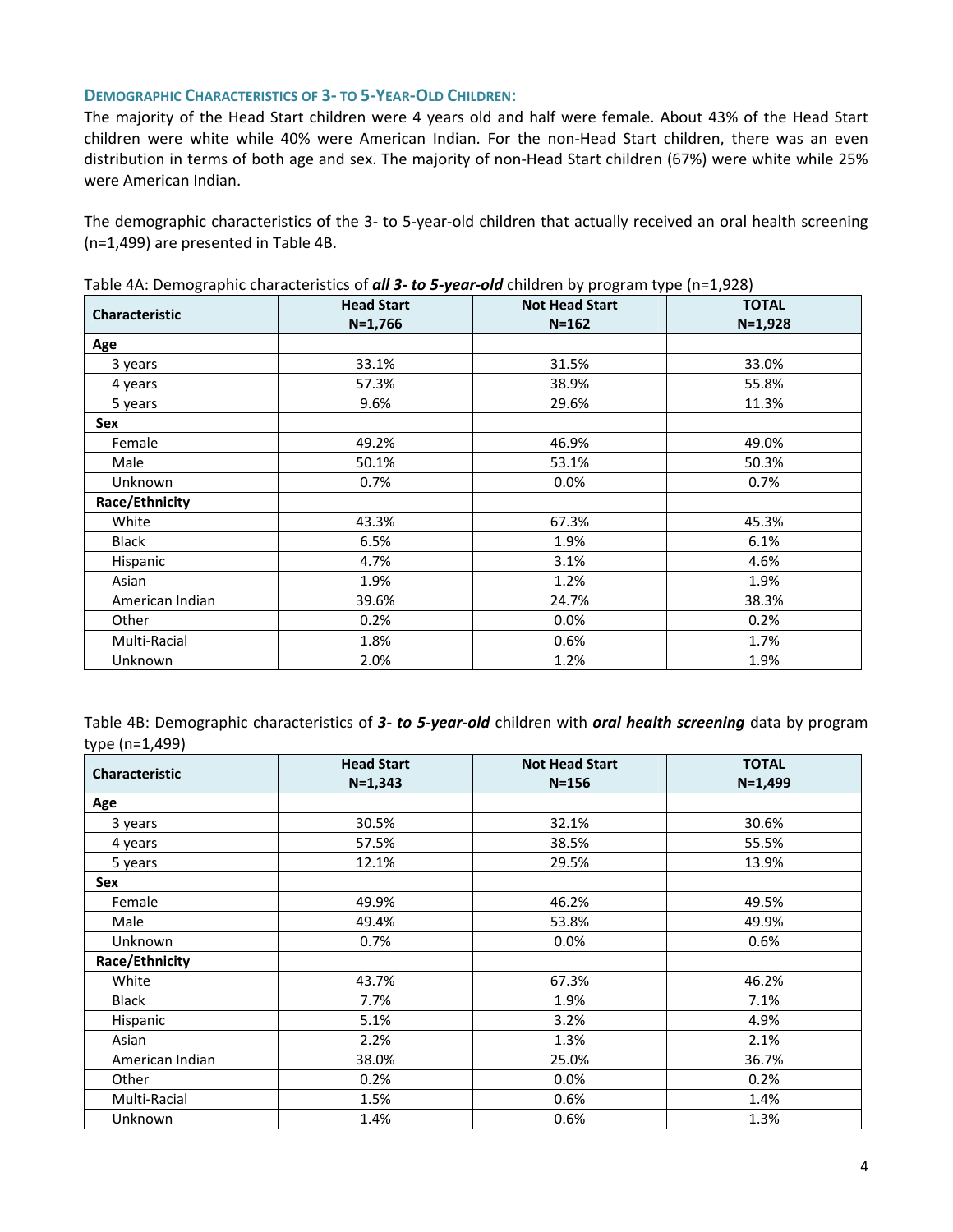### DEMOGRAPHIC CHARACTERISTICS OF 3- TO 5-YEAR-OLD CHILDREN:

The majority of the Head Start children were 4 years old and half were female. About 43% of the Head Start children were white while 40% were American Indian. For the non-Head Start children, there was an even distribution in terms of both age and sex. The majority of non-Head Start children (67%) were white while 25% were American Indian.

The demographic characteristics of the 3- to 5-year-old children that actually received an oral health screening (n=1,499) are presented in Table 4B.

Table 4A: Demographic characteristics of ***all 3- to 5-year-old*** children by program type (n=1,928)

| Characteristic | Head Start N=1,766 | Not Head Start N=162 | TOTAL N=1,928 |
|---|---|---|---|
| **Age** | | | |
| 3 years | 33.1% | 31.5% | 33.0% |
| 4 years | 57.3% | 38.9% | 55.8% |
| 5 years | 9.6% | 29.6% | 11.3% |
| **Sex** | | | |
| Female | 49.2% | 46.9% | 49.0% |
| Male | 50.1% | 53.1% | 50.3% |
| Unknown | 0.7% | 0.0% | 0.7% |
| **Race/Ethnicity** | | | |
| White | 43.3% | 67.3% | 45.3% |
| Black | 6.5% | 1.9% | 6.1% |
| Hispanic | 4.7% | 3.1% | 4.6% |
| Asian | 1.9% | 1.2% | 1.9% |
| American Indian | 39.6% | 24.7% | 38.3% |
| Other | 0.2% | 0.0% | 0.2% |
| Multi-Racial | 1.8% | 0.6% | 1.7% |
| Unknown | 2.0% | 1.2% | 1.9% |

Table 4B: Demographic characteristics of ***3- to 5-year-old*** children with ***oral health screening*** data by program type (n=1,499)

| Characteristic | Head Start N=1,343 | Not Head Start N=156 | TOTAL N=1,499 |
|---|---|---|---|
| **Age** | | | |
| 3 years | 30.5% | 32.1% | 30.6% |
| 4 years | 57.5% | 38.5% | 55.5% |
| 5 years | 12.1% | 29.5% | 13.9% |
| **Sex** | | | |
| Female | 49.9% | 46.2% | 49.5% |
| Male | 49.4% | 53.8% | 49.9% |
| Unknown | 0.7% | 0.0% | 0.6% |
| **Race/Ethnicity** | | | |
| White | 43.7% | 67.3% | 46.2% |
| Black | 7.7% | 1.9% | 7.1% |
| Hispanic | 5.1% | 3.2% | 4.9% |
| Asian | 2.2% | 1.3% | 2.1% |
| American Indian | 38.0% | 25.0% | 36.7% |
| Other | 0.2% | 0.0% | 0.2% |
| Multi-Racial | 1.5% | 0.6% | 1.4% |
| Unknown | 1.4% | 0.6% | 1.3% |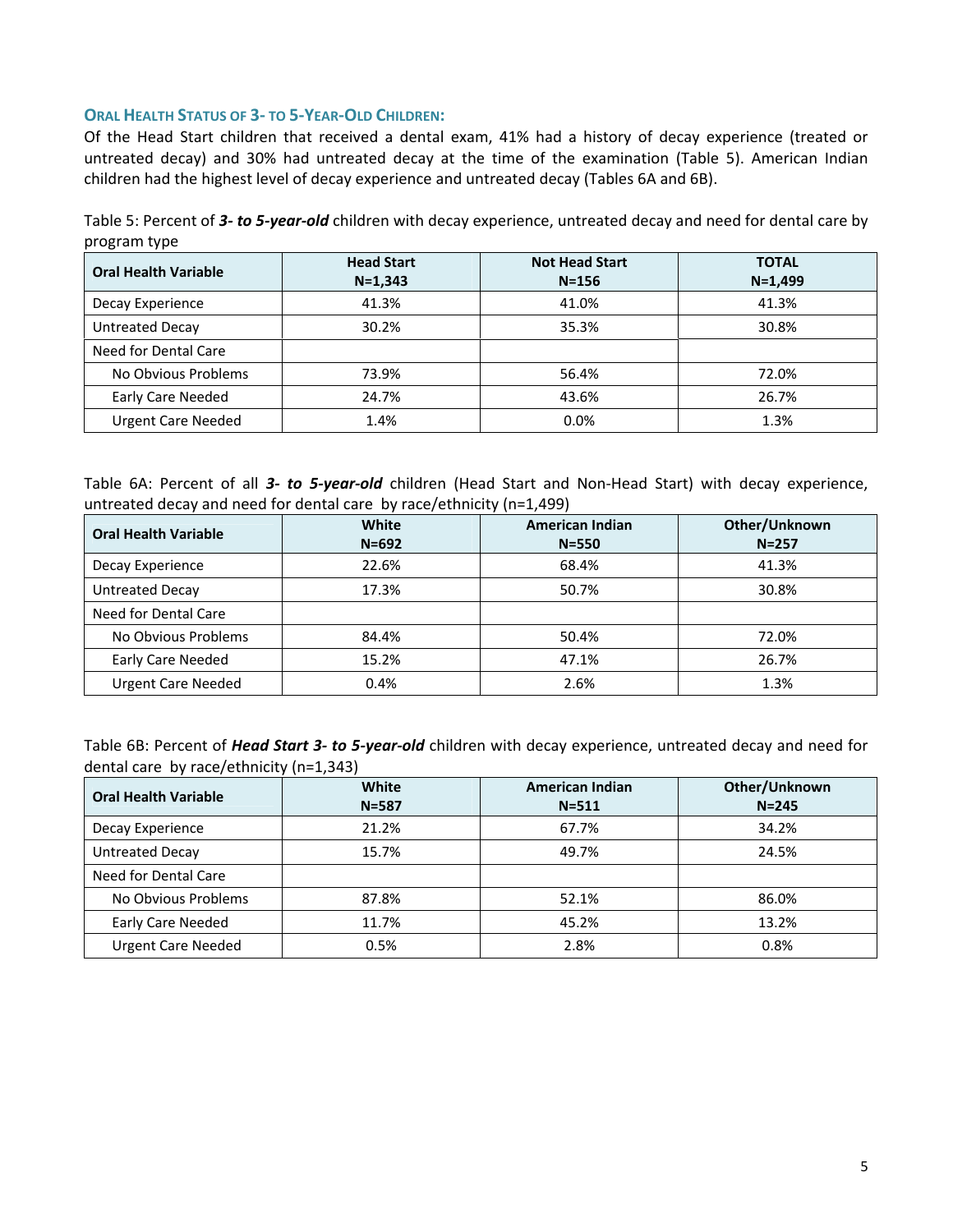## ORAL HEALTH STATUS OF 3- TO 5-YEAR-OLD CHILDREN:

Of the Head Start children that received a dental exam, 41% had a history of decay experience (treated or untreated decay) and 30% had untreated decay at the time of the examination (Table 5). American Indian children had the highest level of decay experience and untreated decay (Tables 6A and 6B).

Table 5: Percent of ***3- to 5-year-old*** children with decay experience, untreated decay and need for dental care by program type

| Oral Health Variable | Head Start N=1,343 | Not Head Start N=156 | TOTAL N=1,499 |
|---|---|---|---|
| Decay Experience | 41.3% | 41.0% | 41.3% |
| Untreated Decay | 30.2% | 35.3% | 30.8% |
| Need for Dental Care | | | |
| No Obvious Problems | 73.9% | 56.4% | 72.0% |
| Early Care Needed | 24.7% | 43.6% | 26.7% |
| Urgent Care Needed | 1.4% | 0.0% | 1.3% |

Table 6A: Percent of all ***3- to 5-year-old*** children (Head Start and Non-Head Start) with decay experience, untreated decay and need for dental care by race/ethnicity (n=1,499)

| Oral Health Variable | White N=692 | American Indian N=550 | Other/Unknown N=257 |
|---|---|---|---|
| Decay Experience | 22.6% | 68.4% | 41.3% |
| Untreated Decay | 17.3% | 50.7% | 30.8% |
| Need for Dental Care | | | |
| No Obvious Problems | 84.4% | 50.4% | 72.0% |
| Early Care Needed | 15.2% | 47.1% | 26.7% |
| Urgent Care Needed | 0.4% | 2.6% | 1.3% |

Table 6B: Percent of ***Head Start 3- to 5-year-old*** children with decay experience, untreated decay and need for dental care by race/ethnicity (n=1,343)

| Oral Health Variable | White N=587 | American Indian N=511 | Other/Unknown N=245 |
|---|---|---|---|
| Decay Experience | 21.2% | 67.7% | 34.2% |
| Untreated Decay | 15.7% | 49.7% | 24.5% |
| Need for Dental Care | | | |
| No Obvious Problems | 87.8% | 52.1% | 86.0% |
| Early Care Needed | 11.7% | 45.2% | 13.2% |
| Urgent Care Needed | 0.5% | 2.8% | 0.8% |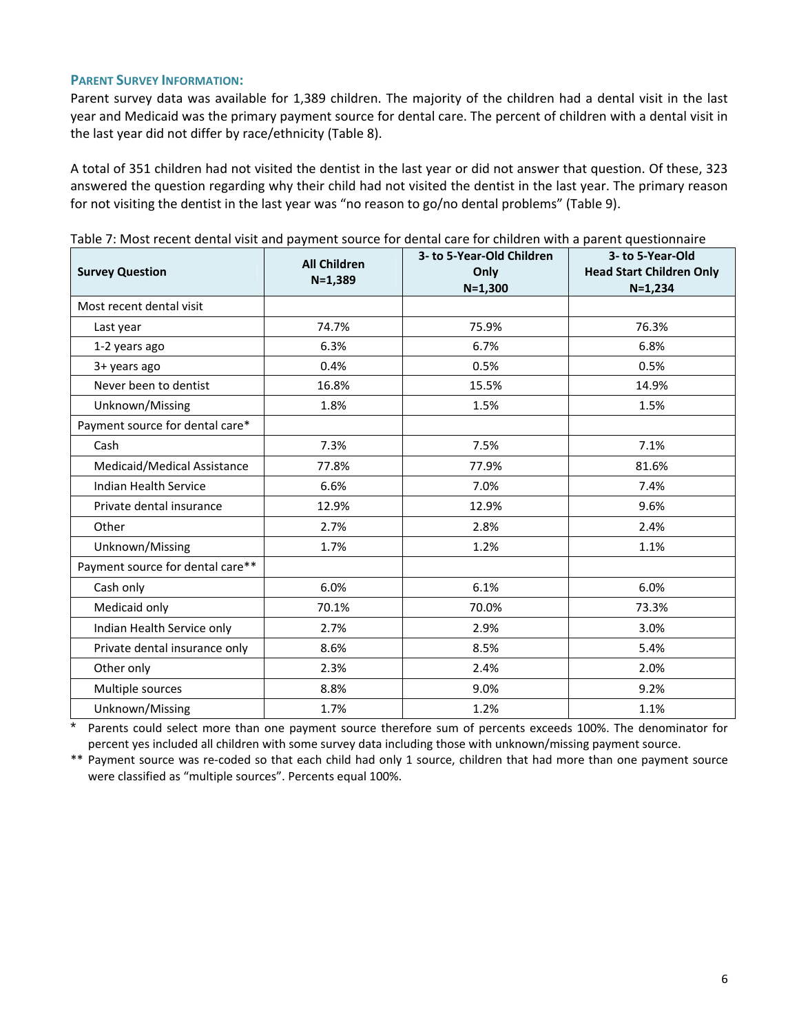## Parent Survey Information:

Parent survey data was available for 1,389 children. The majority of the children had a dental visit in the last year and Medicaid was the primary payment source for dental care. The percent of children with a dental visit in the last year did not differ by race/ethnicity (Table 8).

A total of 351 children had not visited the dentist in the last year or did not answer that question. Of these, 323 answered the question regarding why their child had not visited the dentist in the last year. The primary reason for not visiting the dentist in the last year was "no reason to go/no dental problems" (Table 9).

Table 7: Most recent dental visit and payment source for dental care for children with a parent questionnaire

| Survey Question | All Children N=1,389 | 3- to 5-Year-Old Children Only N=1,300 | 3- to 5-Year-Old Head Start Children Only N=1,234 |
|---|---|---|---|
| Most recent dental visit | | | |
| Last year | 74.7% | 75.9% | 76.3% |
| 1-2 years ago | 6.3% | 6.7% | 6.8% |
| 3+ years ago | 0.4% | 0.5% | 0.5% |
| Never been to dentist | 16.8% | 15.5% | 14.9% |
| Unknown/Missing | 1.8% | 1.5% | 1.5% |
| Payment source for dental care* | | | |
| Cash | 7.3% | 7.5% | 7.1% |
| Medicaid/Medical Assistance | 77.8% | 77.9% | 81.6% |
| Indian Health Service | 6.6% | 7.0% | 7.4% |
| Private dental insurance | 12.9% | 12.9% | 9.6% |
| Other | 2.7% | 2.8% | 2.4% |
| Unknown/Missing | 1.7% | 1.2% | 1.1% |
| Payment source for dental care** | | | |
| Cash only | 6.0% | 6.1% | 6.0% |
| Medicaid only | 70.1% | 70.0% | 73.3% |
| Indian Health Service only | 2.7% | 2.9% | 3.0% |
| Private dental insurance only | 8.6% | 8.5% | 5.4% |
| Other only | 2.3% | 2.4% | 2.0% |
| Multiple sources | 8.8% | 9.0% | 9.2% |
| Unknown/Missing | 1.7% | 1.2% | 1.1% |

\* Parents could select more than one payment source therefore sum of percents exceeds 100%. The denominator for percent yes included all children with some survey data including those with unknown/missing payment source.

** Payment source was re-coded so that each child had only 1 source, children that had more than one payment source were classified as "multiple sources". Percents equal 100%.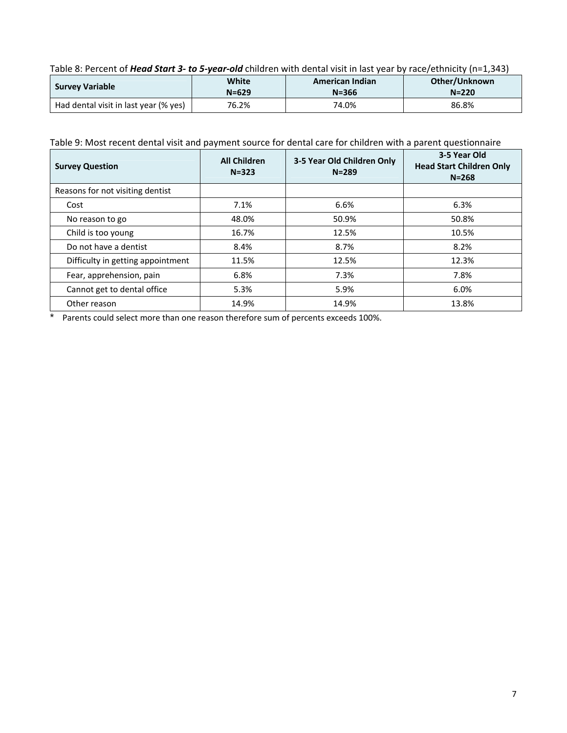Table 8: Percent of ***Head Start 3- to 5-year-old*** children with dental visit in last year by race/ethnicity (n=1,343)

| Survey Variable | White N=629 | American Indian N=366 | Other/Unknown N=220 |
| --- | --- | --- | --- |
| Had dental visit in last year (% yes) | 76.2% | 74.0% | 86.8% |

Table 9: Most recent dental visit and payment source for dental care for children with a parent questionnaire

| Survey Question | All Children N=323 | 3-5 Year Old Children Only N=289 | 3-5 Year Old Head Start Children Only N=268 |
| --- | --- | --- | --- |
| Reasons for not visiting dentist | | | |
| Cost | 7.1% | 6.6% | 6.3% |
| No reason to go | 48.0% | 50.9% | 50.8% |
| Child is too young | 16.7% | 12.5% | 10.5% |
| Do not have a dentist | 8.4% | 8.7% | 8.2% |
| Difficulty in getting appointment | 11.5% | 12.5% | 12.3% |
| Fear, apprehension, pain | 6.8% | 7.3% | 7.8% |
| Cannot get to dental office | 5.3% | 5.9% | 6.0% |
| Other reason | 14.9% | 14.9% | 13.8% |

\* Parents could select more than one reason therefore sum of percents exceeds 100%.